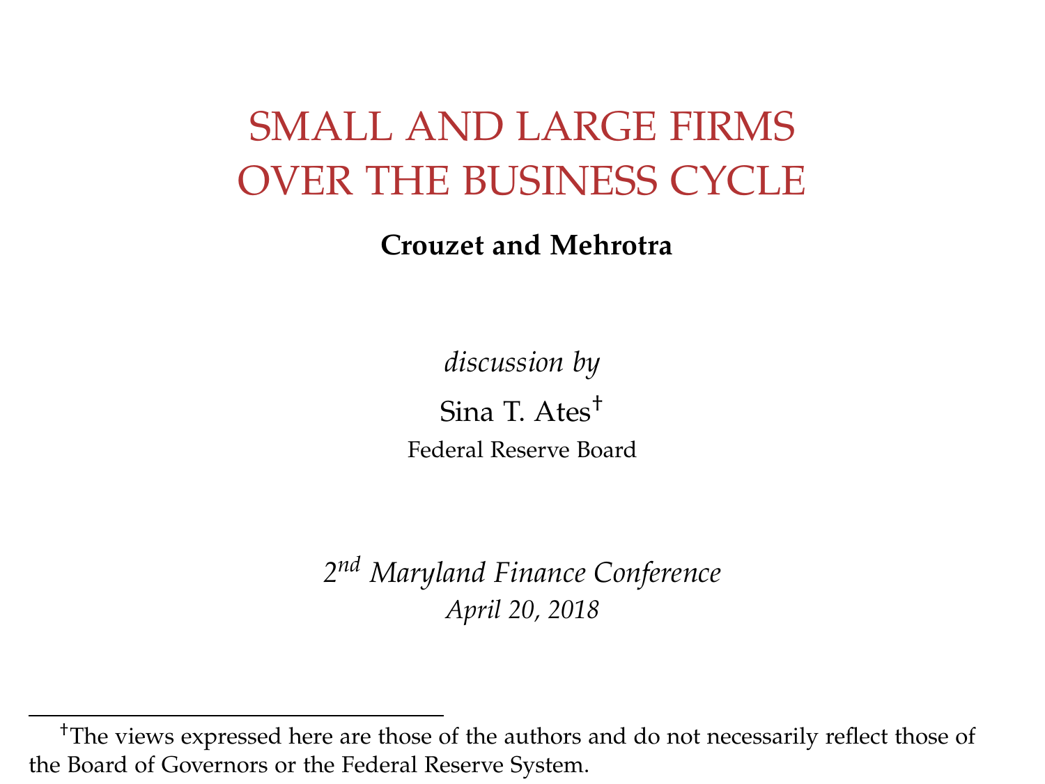# SMALL AND LARGE FIRMS OVER THE BUSINESS CYCLE

**Crouzet and Mehrotra**

*discussion by*

Sina T. Ates[†]

Federal Reserve Board

*2[nd] Maryland Finance Conference*

*April 20, 2018*

---

[†]The views expressed here are those of the authors and do not necessarily reflect those of the Board of Governors or the Federal Reserve System.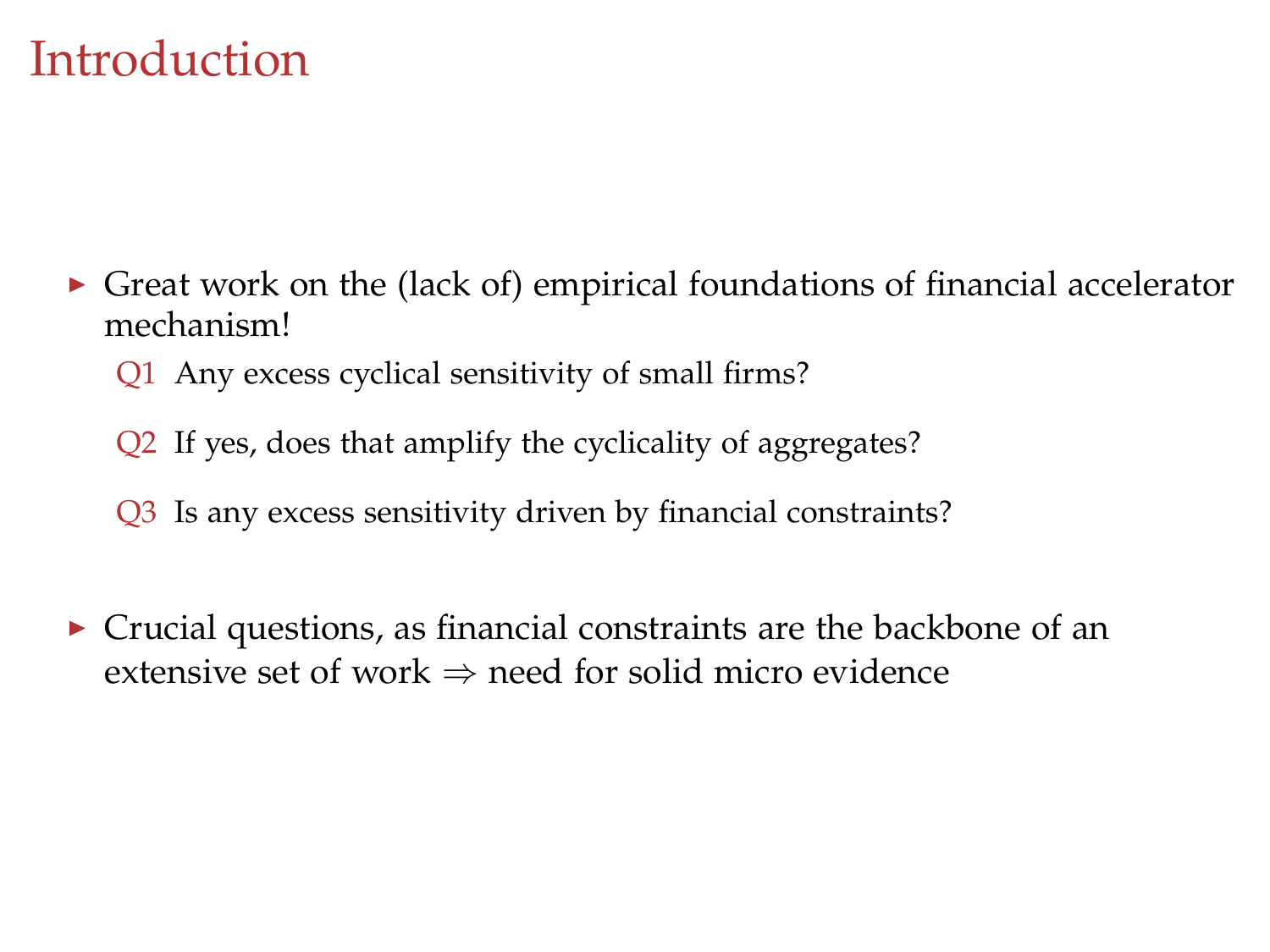# Introduction

- Great work on the (lack of) empirical foundations of financial accelerator mechanism!
  - Q1 Any excess cyclical sensitivity of small firms?
  - Q2 If yes, does that amplify the cyclicality of aggregates?
  - Q3 Is any excess sensitivity driven by financial constraints?
- Crucial questions, as financial constraints are the backbone of an extensive set of work $\Rightarrow$ need for solid micro evidence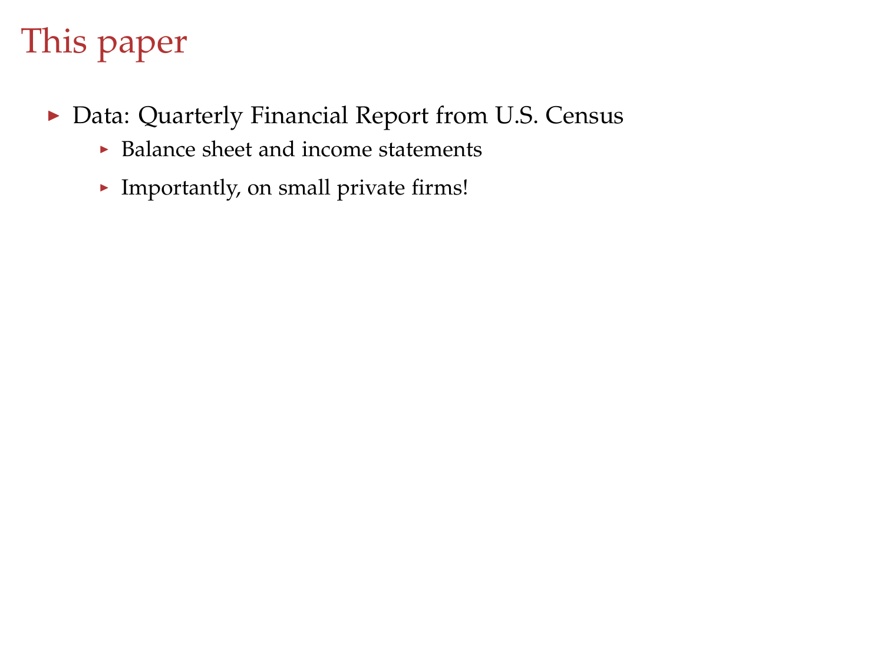# This paper

- Data: Quarterly Financial Report from U.S. Census
  - Balance sheet and income statements
  - Importantly, on small private firms!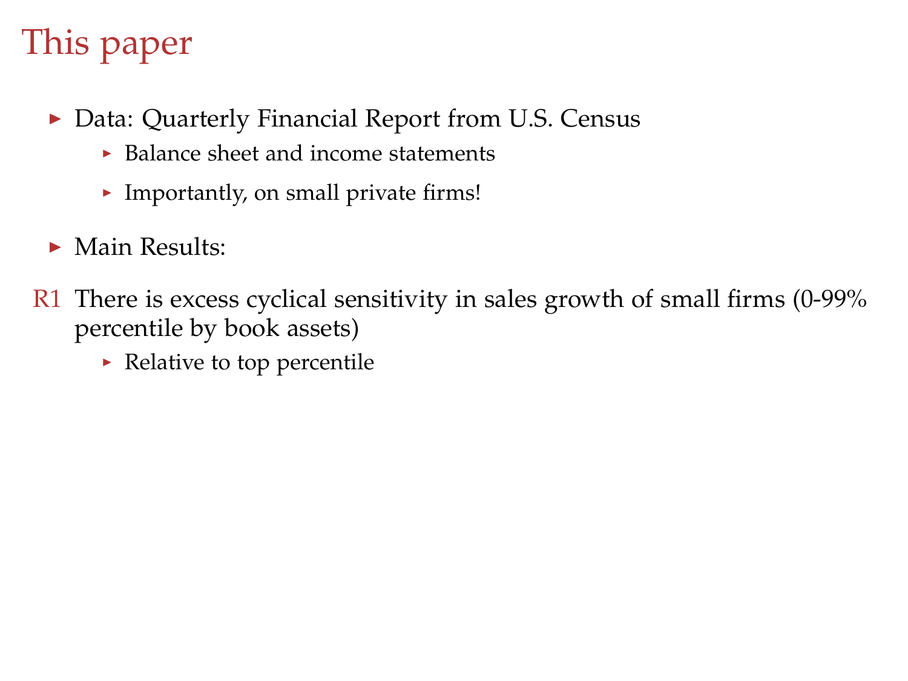# This paper

- Data: Quarterly Financial Report from U.S. Census
  - Balance sheet and income statements
  - Importantly, on small private firms!
- Main Results:

R1 There is excess cyclical sensitivity in sales growth of small firms (0-99% percentile by book assets)

- Relative to top percentile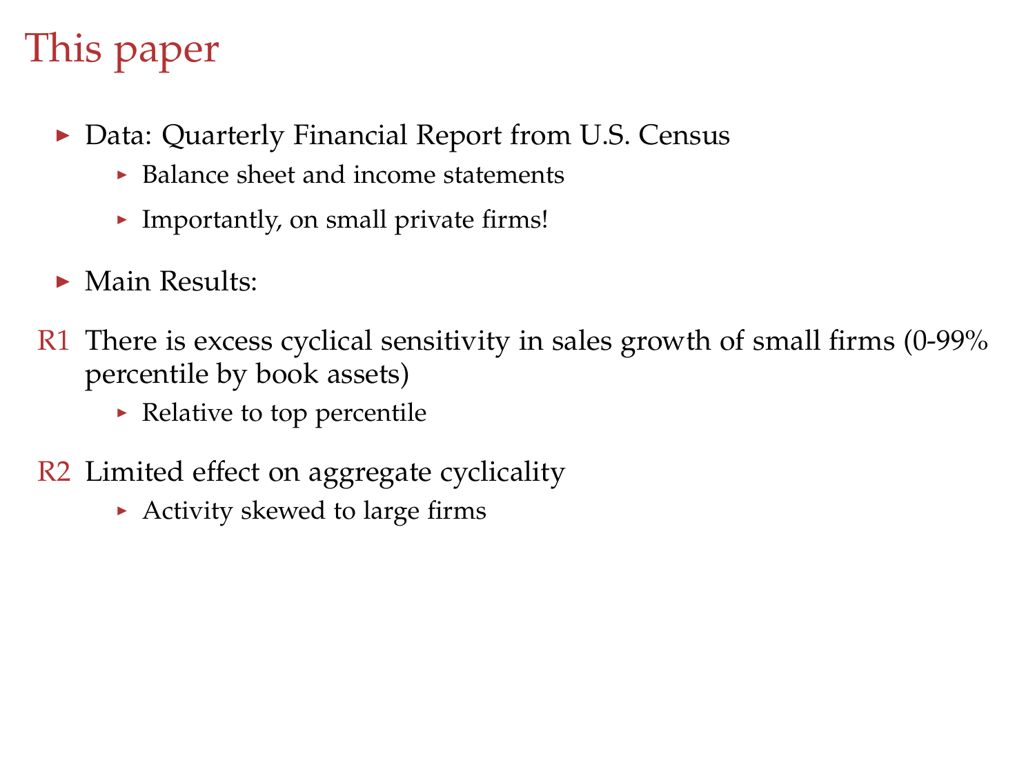# This paper

- Data: Quarterly Financial Report from U.S. Census
  - Balance sheet and income statements
  - Importantly, on small private firms!
- Main Results:

R1 There is excess cyclical sensitivity in sales growth of small firms (0-99% percentile by book assets)

- Relative to top percentile

R2 Limited effect on aggregate cyclicality

- Activity skewed to large firms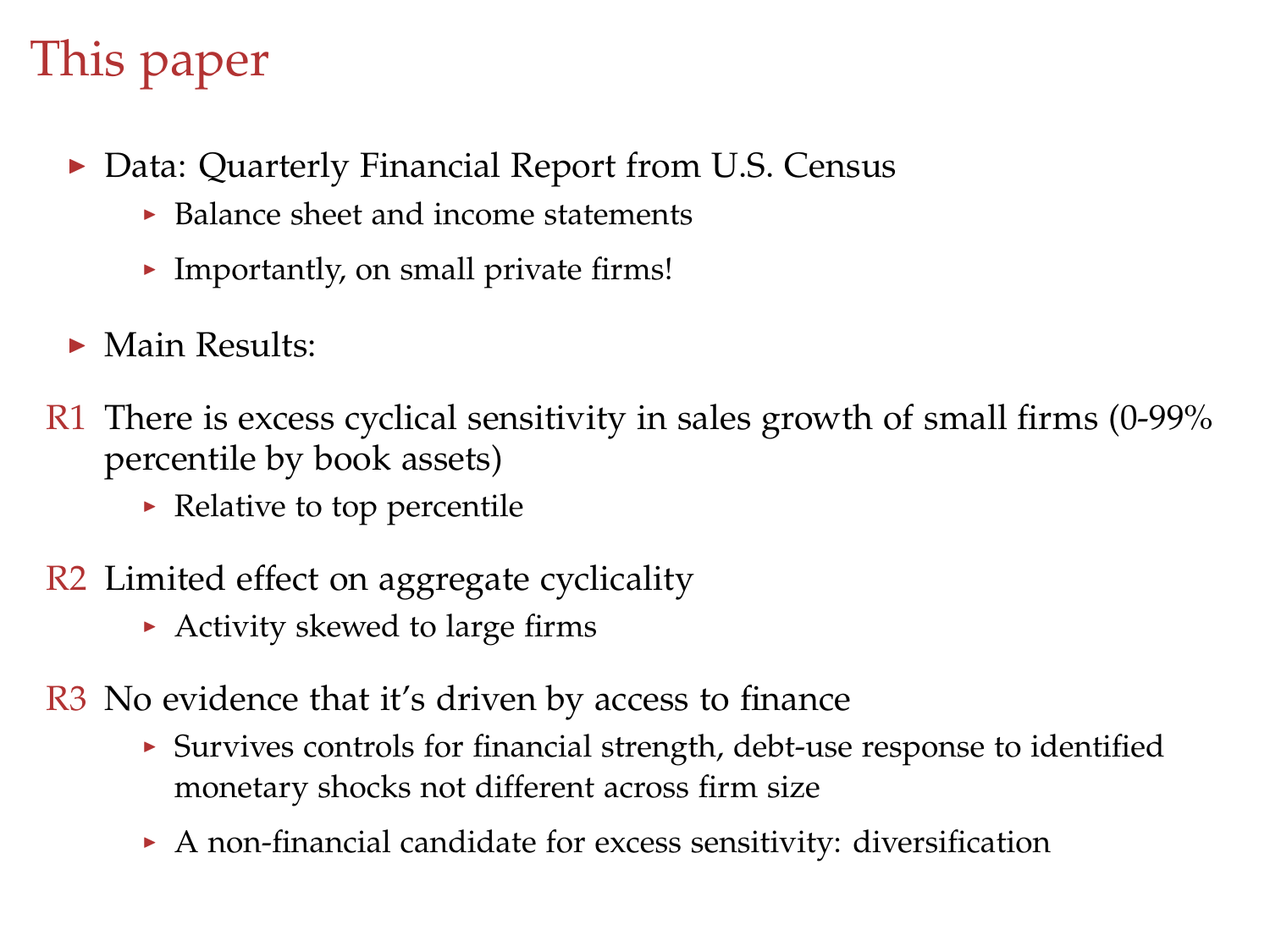# This paper

- Data: Quarterly Financial Report from U.S. Census
  - Balance sheet and income statements
  - Importantly, on small private firms!
- Main Results:

R1 There is excess cyclical sensitivity in sales growth of small firms (0-99% percentile by book assets)
  - Relative to top percentile

R2 Limited effect on aggregate cyclicality
  - Activity skewed to large firms

R3 No evidence that it's driven by access to finance
  - Survives controls for financial strength, debt-use response to identified monetary shocks not different across firm size
  - A non-financial candidate for excess sensitivity: diversification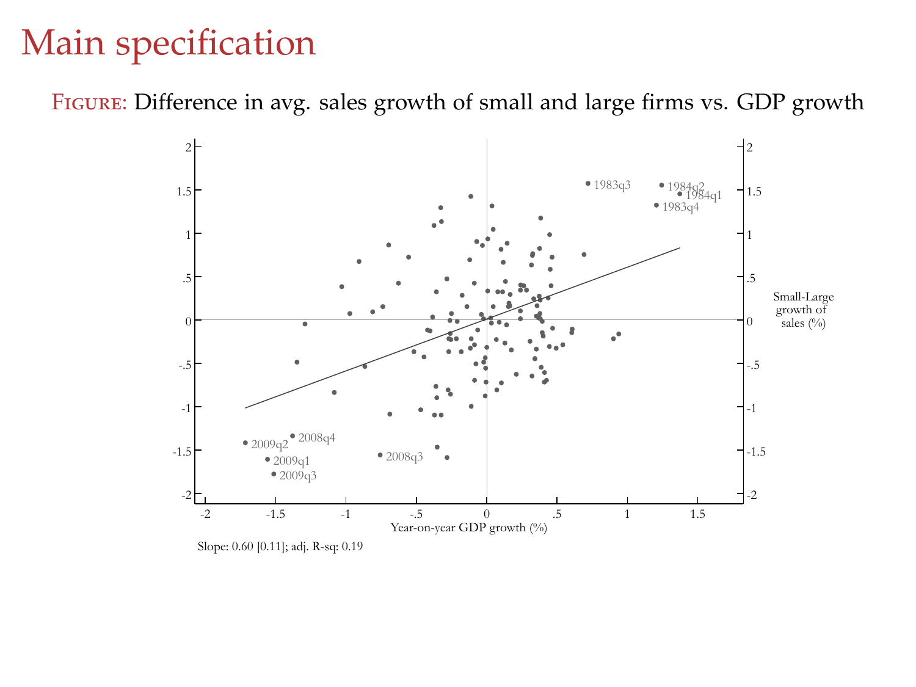# Main specification

Figure: Difference in avg. sales growth of small and large firms vs. GDP growth

Slope: 0.60 [0.11]; adj. R-sq: 0.19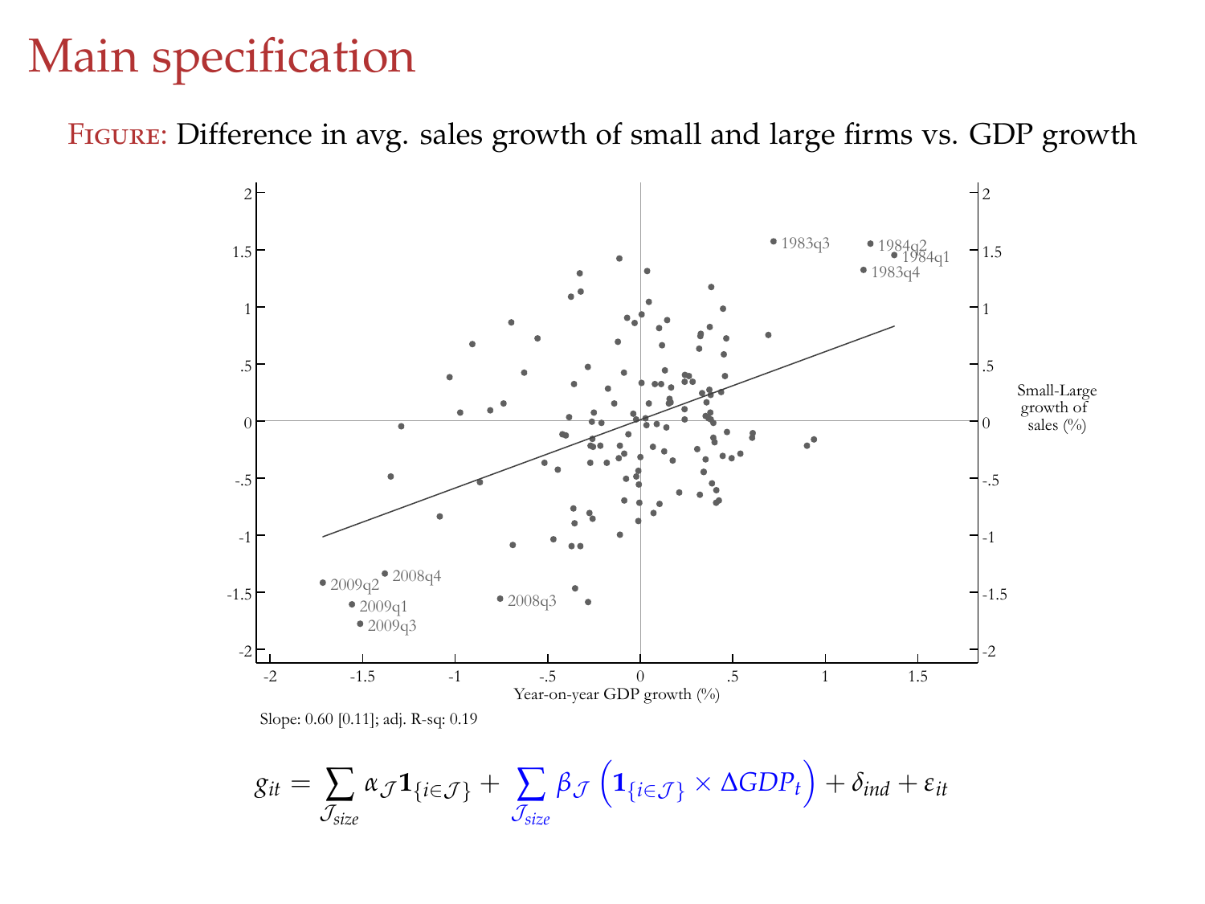# Main specification

Figure: Difference in avg. sales growth of small and large firms vs. GDP growth

Slope: 0.60 [0.11]; adj. R-sq: 0.19

$$g_{it} = \sum_{\mathcal{J}_{size}} \alpha_{\mathcal{J}} \mathbf{1}_{\{i \in \mathcal{J}\}} + \sum_{\mathcal{J}_{size}} \beta_{\mathcal{J}} \left( \mathbf{1}_{\{i \in \mathcal{J}\}} \times \Delta GDP_t \right) + \delta_{ind} + \varepsilon_{it}$$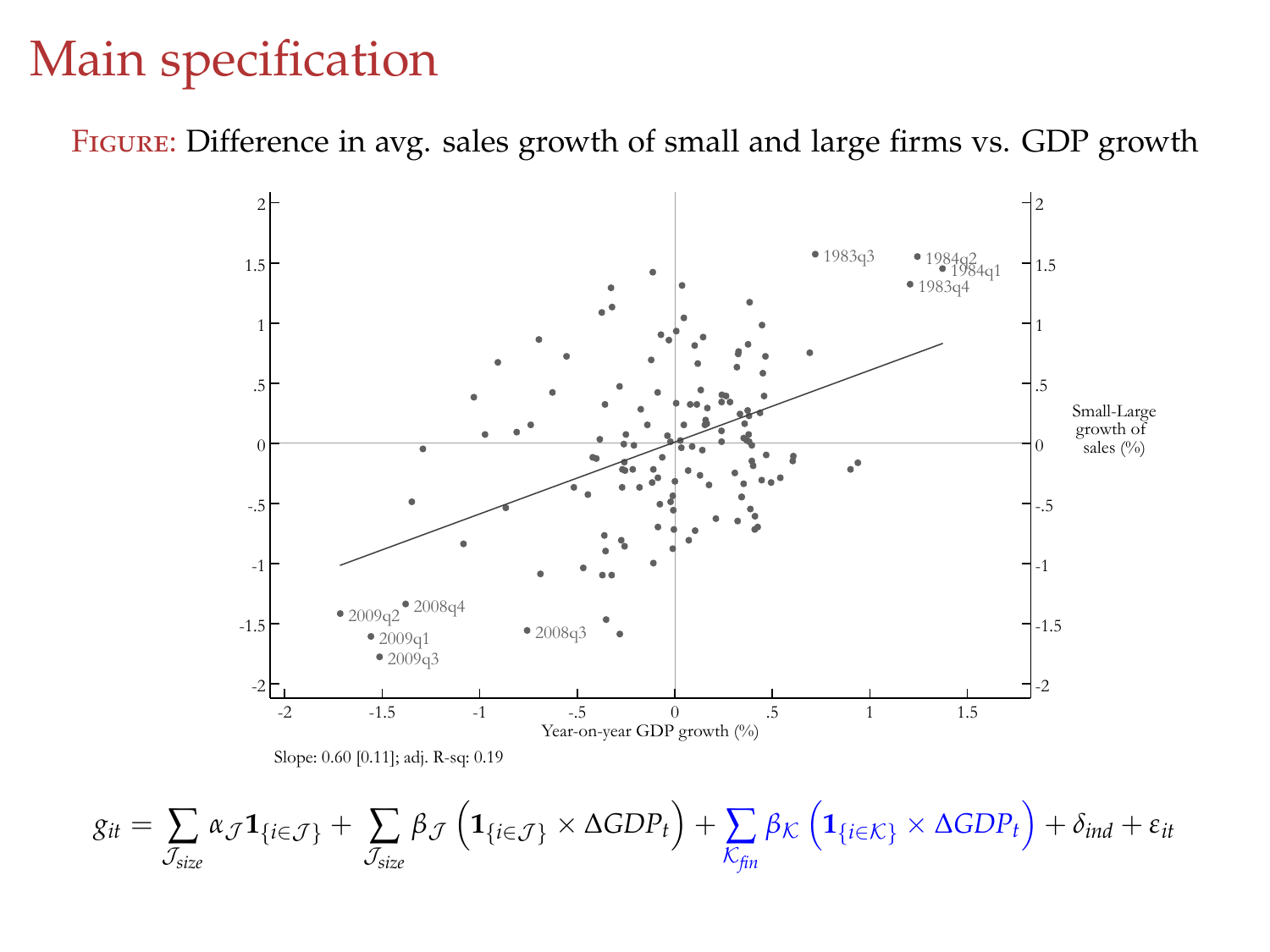# Main specification

FIGURE: Difference in avg. sales growth of small and large firms vs. GDP growth

Slope: 0.60 [0.11]; adj. R-sq: 0.19

$$g_{it} = \sum_{\mathcal{J}_{size}} \alpha_{\mathcal{J}} \mathbf{1}_{\{i \in \mathcal{J}\}} + \sum_{\mathcal{J}_{size}} \beta_{\mathcal{J}} \left( \mathbf{1}_{\{i \in \mathcal{J}\}} \times \Delta GDP_t \right) + \sum_{\mathcal{K}_{fin}} \beta_{\mathcal{K}} \left( \mathbf{1}_{\{i \in \mathcal{K}\}} \times \Delta GDP_t \right) + \delta_{ind} + \varepsilon_{it}$$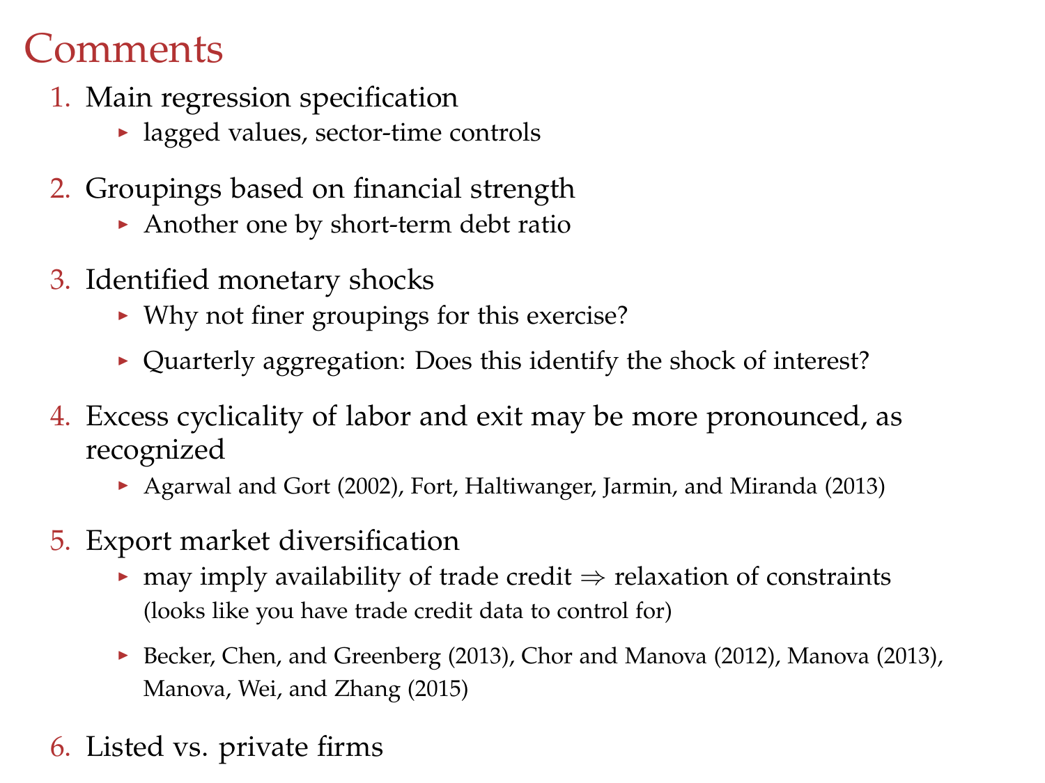# Comments

1. Main regression specification
   - lagged values, sector-time controls
2. Groupings based on financial strength
   - Another one by short-term debt ratio
3. Identified monetary shocks
   - Why not finer groupings for this exercise?
   - Quarterly aggregation: Does this identify the shock of interest?
4. Excess cyclicality of labor and exit may be more pronounced, as recognized
   - Agarwal and Gort (2002), Fort, Haltiwanger, Jarmin, and Miranda (2013)
5. Export market diversification
   - may imply availability of trade credit $\Rightarrow$ relaxation of constraints (looks like you have trade credit data to control for)
   - Becker, Chen, and Greenberg (2013), Chor and Manova (2012), Manova (2013), Manova, Wei, and Zhang (2015)
6. Listed vs. private firms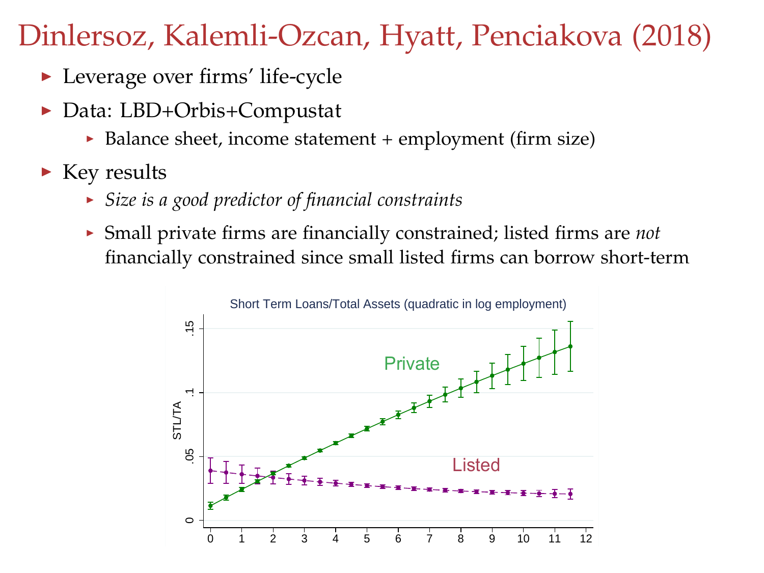# Dinlersoz, Kalemli-Ozcan, Hyatt, Penciakova (2018)

- Leverage over firms' life-cycle
- Data: LBD+Orbis+Compustat
  - Balance sheet, income statement + employment (firm size)
- Key results
  - *Size is a good predictor of financial constraints*
  - Small private firms are financially constrained; listed firms are *not* financially constrained since small listed firms can borrow short-term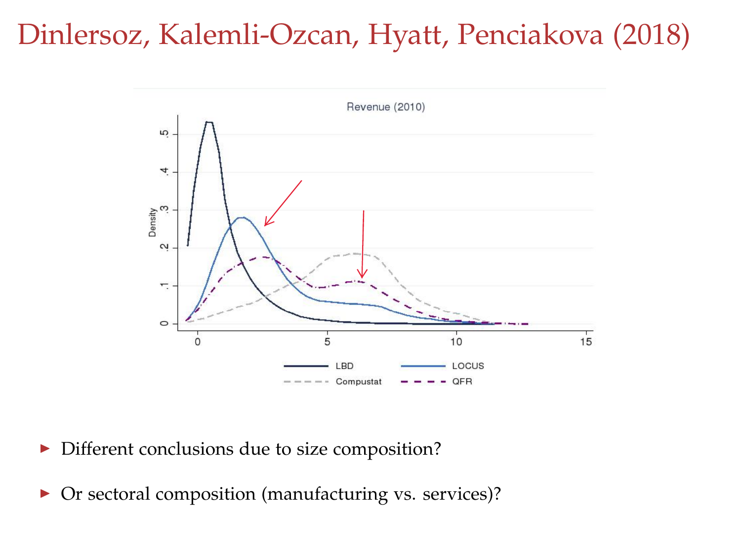# Dinlersoz, Kalemli-Ozcan, Hyatt, Penciakova (2018)

- Different conclusions due to size composition?
- Or sectoral composition (manufacturing vs. services)?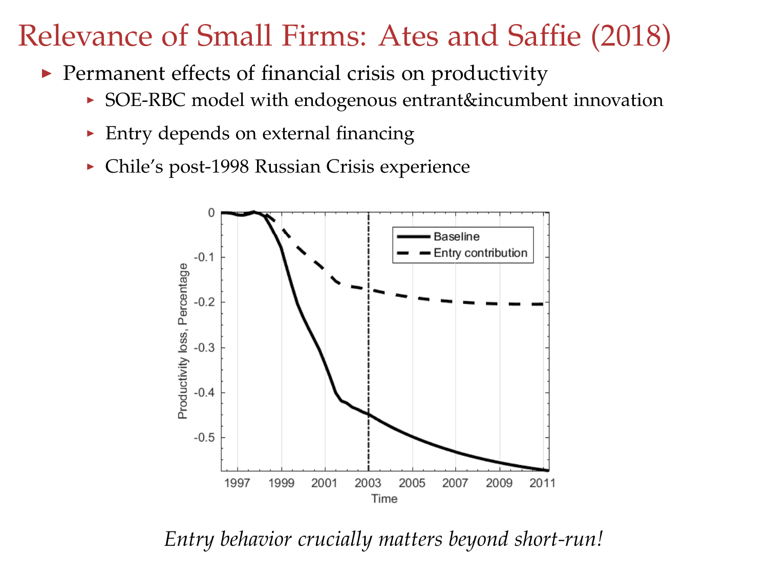# Relevance of Small Firms: Ates and Saffie (2018)

- Permanent effects of financial crisis on productivity
  - SOE-RBC model with endogenous entrant&incumbent innovation
  - Entry depends on external financing
  - Chile's post-1998 Russian Crisis experience

*Entry behavior crucially matters beyond short-run!*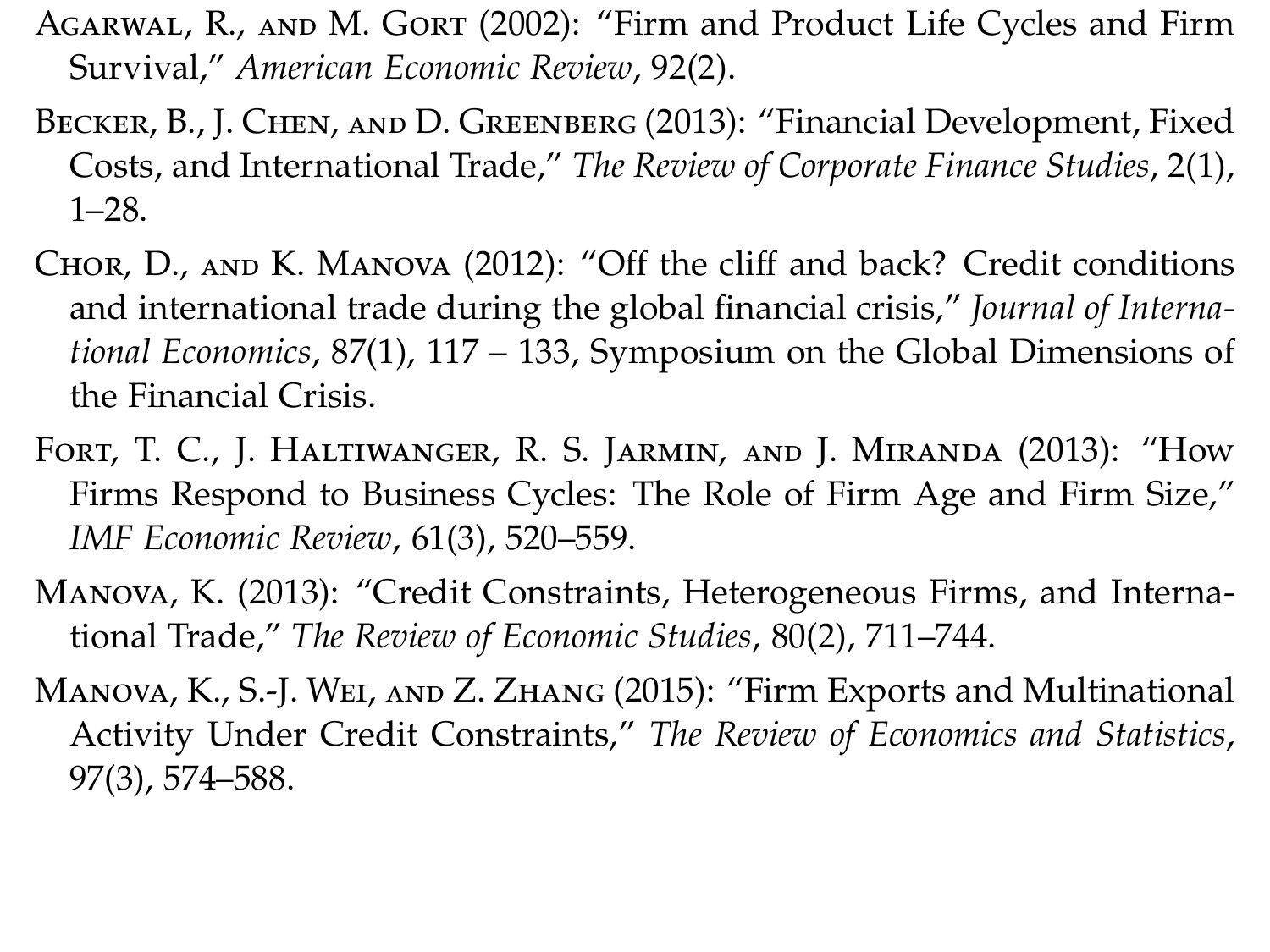Agarwal, R., and M. Gort (2002): "Firm and Product Life Cycles and Firm Survival," *American Economic Review*, 92(2).

Becker, B., J. Chen, and D. Greenberg (2013): "Financial Development, Fixed Costs, and International Trade," *The Review of Corporate Finance Studies*, 2(1), 1–28.

Chor, D., and K. Manova (2012): "Off the cliff and back? Credit conditions and international trade during the global financial crisis," *Journal of International Economics*, 87(1), 117 – 133, Symposium on the Global Dimensions of the Financial Crisis.

Fort, T. C., J. Haltiwanger, R. S. Jarmin, and J. Miranda (2013): "How Firms Respond to Business Cycles: The Role of Firm Age and Firm Size," *IMF Economic Review*, 61(3), 520–559.

Manova, K. (2013): "Credit Constraints, Heterogeneous Firms, and International Trade," *The Review of Economic Studies*, 80(2), 711–744.

Manova, K., S.-J. Wei, and Z. Zhang (2015): "Firm Exports and Multinational Activity Under Credit Constraints," *The Review of Economics and Statistics*, 97(3), 574–588.